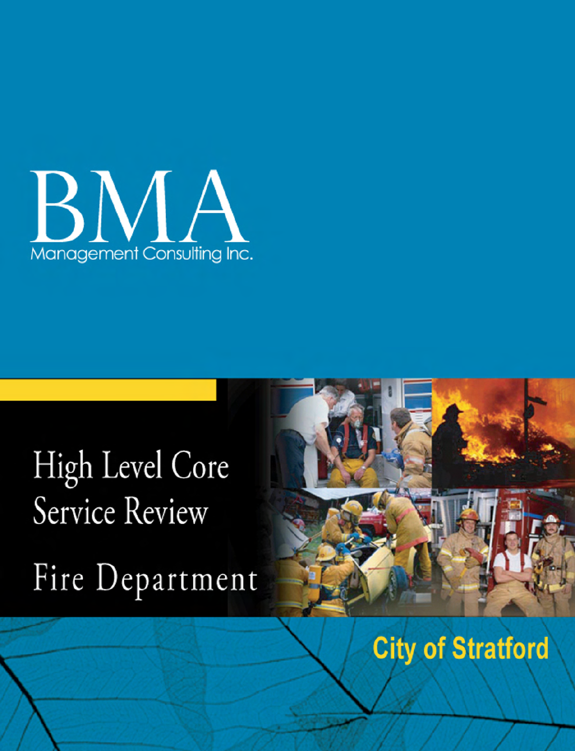# BMA

Management Consulting Inc.

# High Level Core Service Review

# Fire Department

## City of Stratford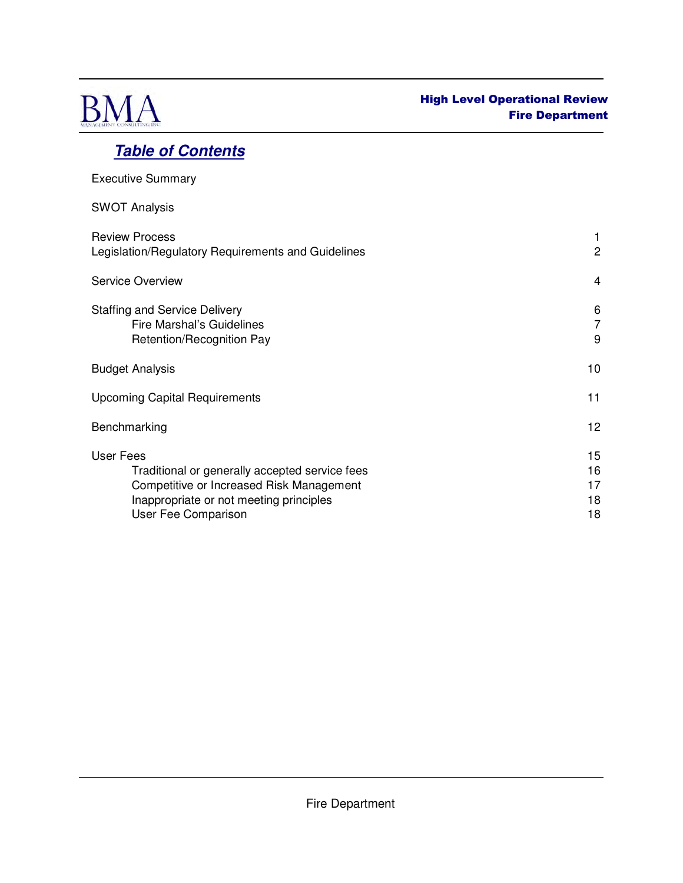## Table of Contents

| | |
|---|---|
| Executive Summary | |
| SWOT Analysis | |
| Review Process | 1 |
| Legislation/Regulatory Requirements and Guidelines | 2 |
| Service Overview | 4 |
| Staffing and Service Delivery | 6 |
| Fire Marshal's Guidelines | 7 |
| Retention/Recognition Pay | 9 |
| Budget Analysis | 10 |
| Upcoming Capital Requirements | 11 |
| Benchmarking | 12 |
| User Fees | 15 |
| Traditional or generally accepted service fees | 16 |
| Competitive or Increased Risk Management | 17 |
| Inappropriate or not meeting principles | 18 |
| User Fee Comparison | 18 |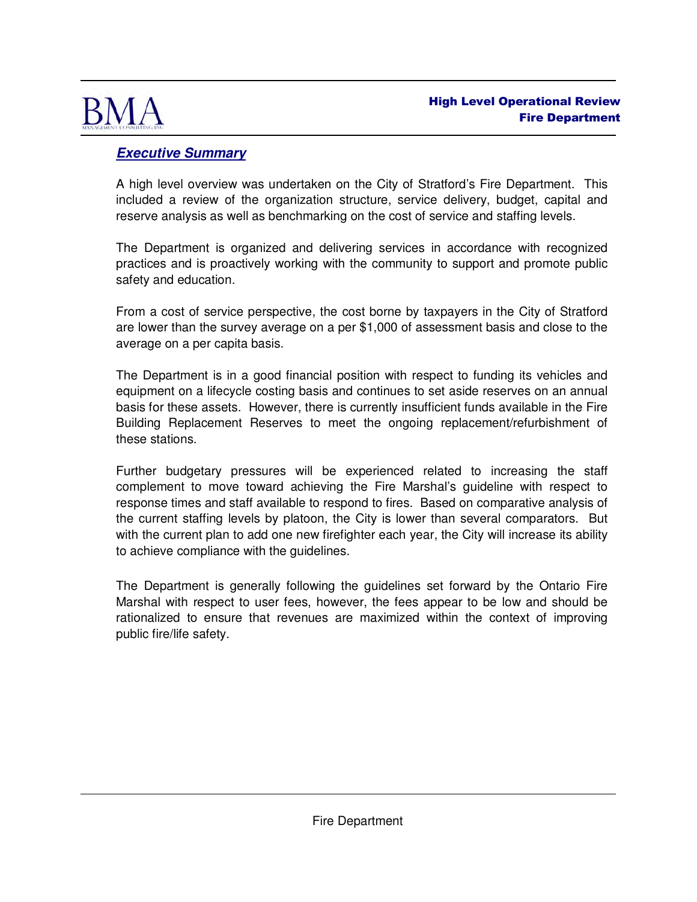## ***Executive Summary***

A high level overview was undertaken on the City of Stratford's Fire Department. This included a review of the organization structure, service delivery, budget, capital and reserve analysis as well as benchmarking on the cost of service and staffing levels.

The Department is organized and delivering services in accordance with recognized practices and is proactively working with the community to support and promote public safety and education.

From a cost of service perspective, the cost borne by taxpayers in the City of Stratford are lower than the survey average on a per $1,000 of assessment basis and close to the average on a per capita basis.

The Department is in a good financial position with respect to funding its vehicles and equipment on a lifecycle costing basis and continues to set aside reserves on an annual basis for these assets. However, there is currently insufficient funds available in the Fire Building Replacement Reserves to meet the ongoing replacement/refurbishment of these stations.

Further budgetary pressures will be experienced related to increasing the staff complement to move toward achieving the Fire Marshal's guideline with respect to response times and staff available to respond to fires. Based on comparative analysis of the current staffing levels by platoon, the City is lower than several comparators. But with the current plan to add one new firefighter each year, the City will increase its ability to achieve compliance with the guidelines.

The Department is generally following the guidelines set forward by the Ontario Fire Marshal with respect to user fees, however, the fees appear to be low and should be rationalized to ensure that revenues are maximized within the context of improving public fire/life safety.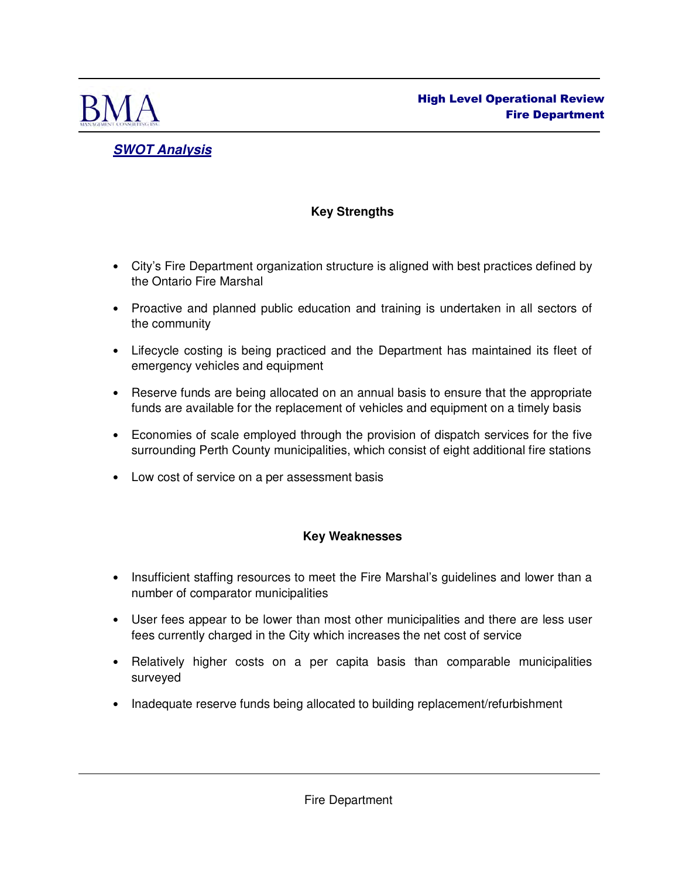## *SWOT Analysis*

### Key Strengths

- City's Fire Department organization structure is aligned with best practices defined by the Ontario Fire Marshal
- Proactive and planned public education and training is undertaken in all sectors of the community
- Lifecycle costing is being practiced and the Department has maintained its fleet of emergency vehicles and equipment
- Reserve funds are being allocated on an annual basis to ensure that the appropriate funds are available for the replacement of vehicles and equipment on a timely basis
- Economies of scale employed through the provision of dispatch services for the five surrounding Perth County municipalities, which consist of eight additional fire stations
- Low cost of service on a per assessment basis

### Key Weaknesses

- Insufficient staffing resources to meet the Fire Marshal's guidelines and lower than a number of comparator municipalities
- User fees appear to be lower than most other municipalities and there are less user fees currently charged in the City which increases the net cost of service
- Relatively higher costs on a per capita basis than comparable municipalities surveyed
- Inadequate reserve funds being allocated to building replacement/refurbishment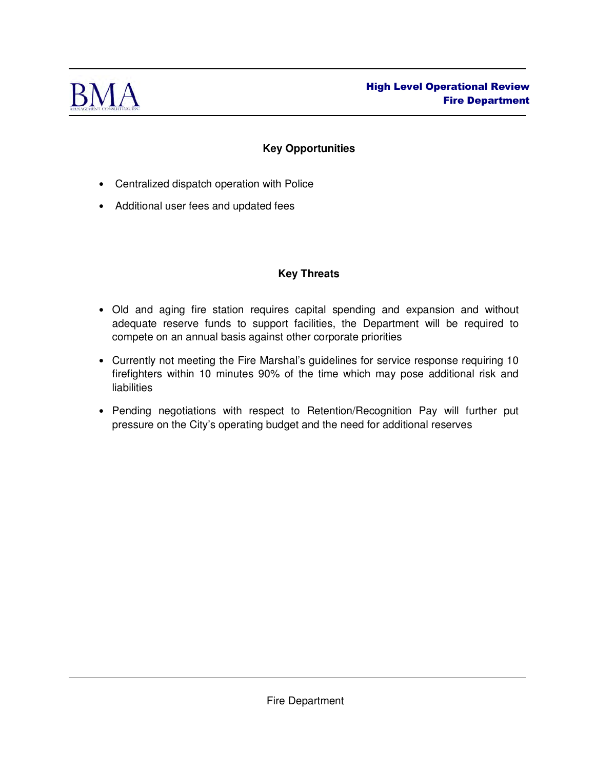## Key Opportunities

- Centralized dispatch operation with Police
- Additional user fees and updated fees

## Key Threats

- Old and aging fire station requires capital spending and expansion and without adequate reserve funds to support facilities, the Department will be required to compete on an annual basis against other corporate priorities
- Currently not meeting the Fire Marshal's guidelines for service response requiring 10 firefighters within 10 minutes 90% of the time which may pose additional risk and liabilities
- Pending negotiations with respect to Retention/Recognition Pay will further put pressure on the City's operating budget and the need for additional reserves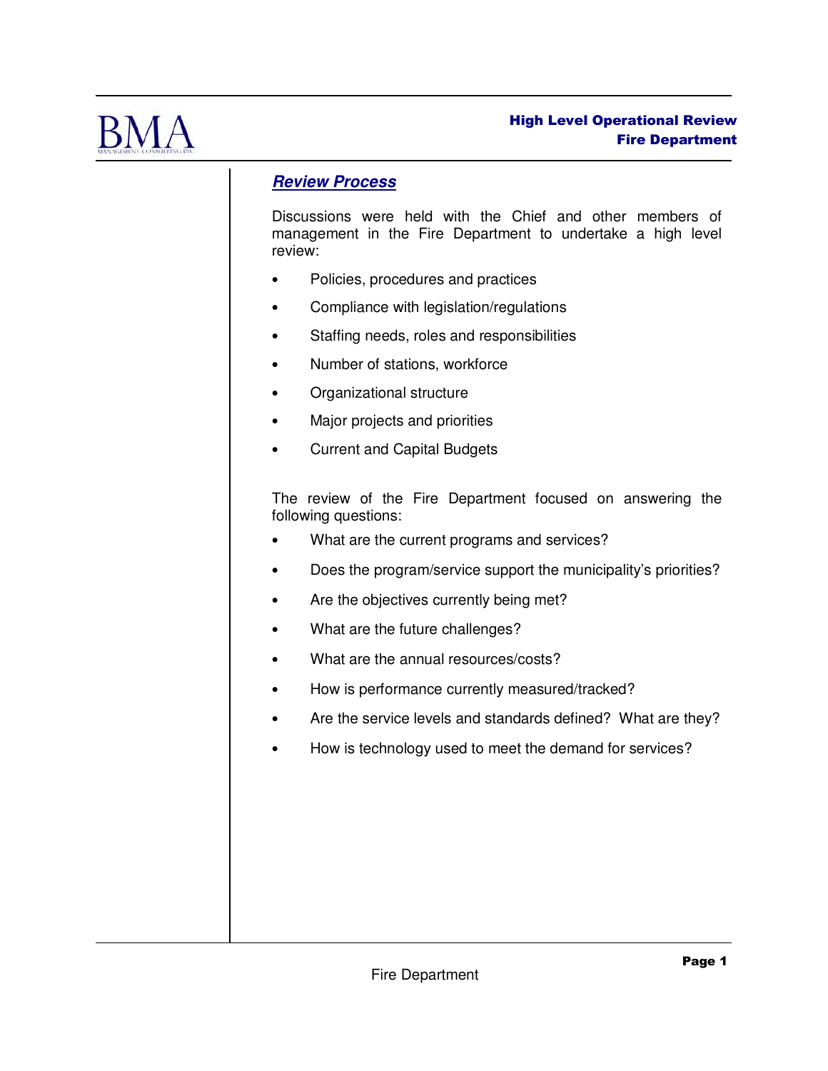## *Review Process*

Discussions were held with the Chief and other members of management in the Fire Department to undertake a high level review:

- Policies, procedures and practices
- Compliance with legislation/regulations
- Staffing needs, roles and responsibilities
- Number of stations, workforce
- Organizational structure
- Major projects and priorities
- Current and Capital Budgets

The review of the Fire Department focused on answering the following questions:

- What are the current programs and services?
- Does the program/service support the municipality's priorities?
- Are the objectives currently being met?
- What are the future challenges?
- What are the annual resources/costs?
- How is performance currently measured/tracked?
- Are the service levels and standards defined? What are they?
- How is technology used to meet the demand for services?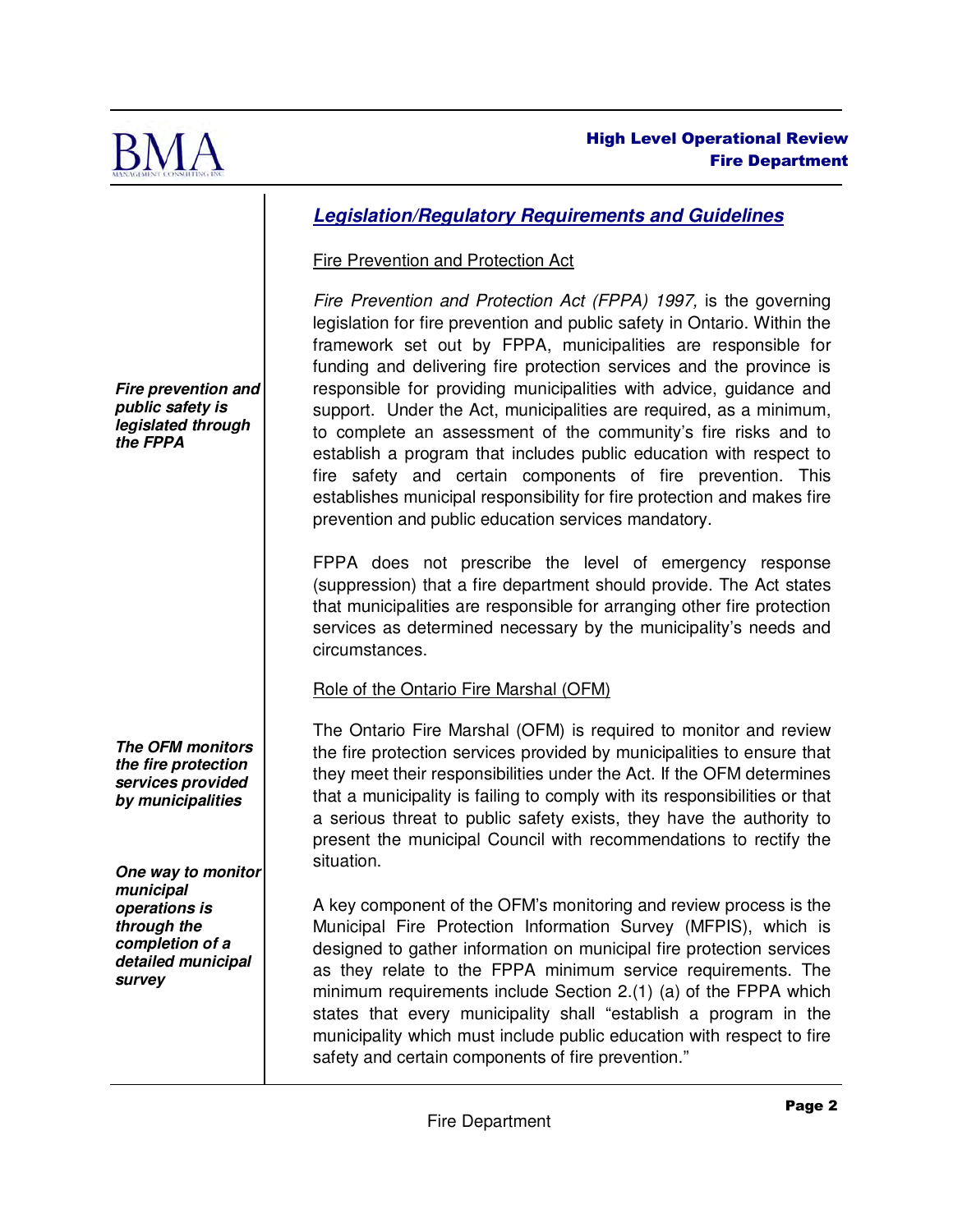## ***Legislation/Regulatory Requirements and Guidelines***

Fire Prevention and Protection Act

***Fire prevention and public safety is legislated through the FPPA***

*Fire Prevention and Protection Act (FPPA) 1997,* is the governing legislation for fire prevention and public safety in Ontario. Within the framework set out by FPPA, municipalities are responsible for funding and delivering fire protection services and the province is responsible for providing municipalities with advice, guidance and support. Under the Act, municipalities are required, as a minimum, to complete an assessment of the community's fire risks and to establish a program that includes public education with respect to fire safety and certain components of fire prevention. This establishes municipal responsibility for fire protection and makes fire prevention and public education services mandatory.

FPPA does not prescribe the level of emergency response (suppression) that a fire department should provide. The Act states that municipalities are responsible for arranging other fire protection services as determined necessary by the municipality's needs and circumstances.

Role of the Ontario Fire Marshal (OFM)

***The OFM monitors the fire protection services provided by municipalities***

The Ontario Fire Marshal (OFM) is required to monitor and review the fire protection services provided by municipalities to ensure that they meet their responsibilities under the Act. If the OFM determines that a municipality is failing to comply with its responsibilities or that a serious threat to public safety exists, they have the authority to present the municipal Council with recommendations to rectify the situation.

***One way to monitor municipal operations is through the completion of a detailed municipal survey***

A key component of the OFM's monitoring and review process is the Municipal Fire Protection Information Survey (MFPIS), which is designed to gather information on municipal fire protection services as they relate to the FPPA minimum service requirements. The minimum requirements include Section 2.(1) (a) of the FPPA which states that every municipality shall "establish a program in the municipality which must include public education with respect to fire safety and certain components of fire prevention."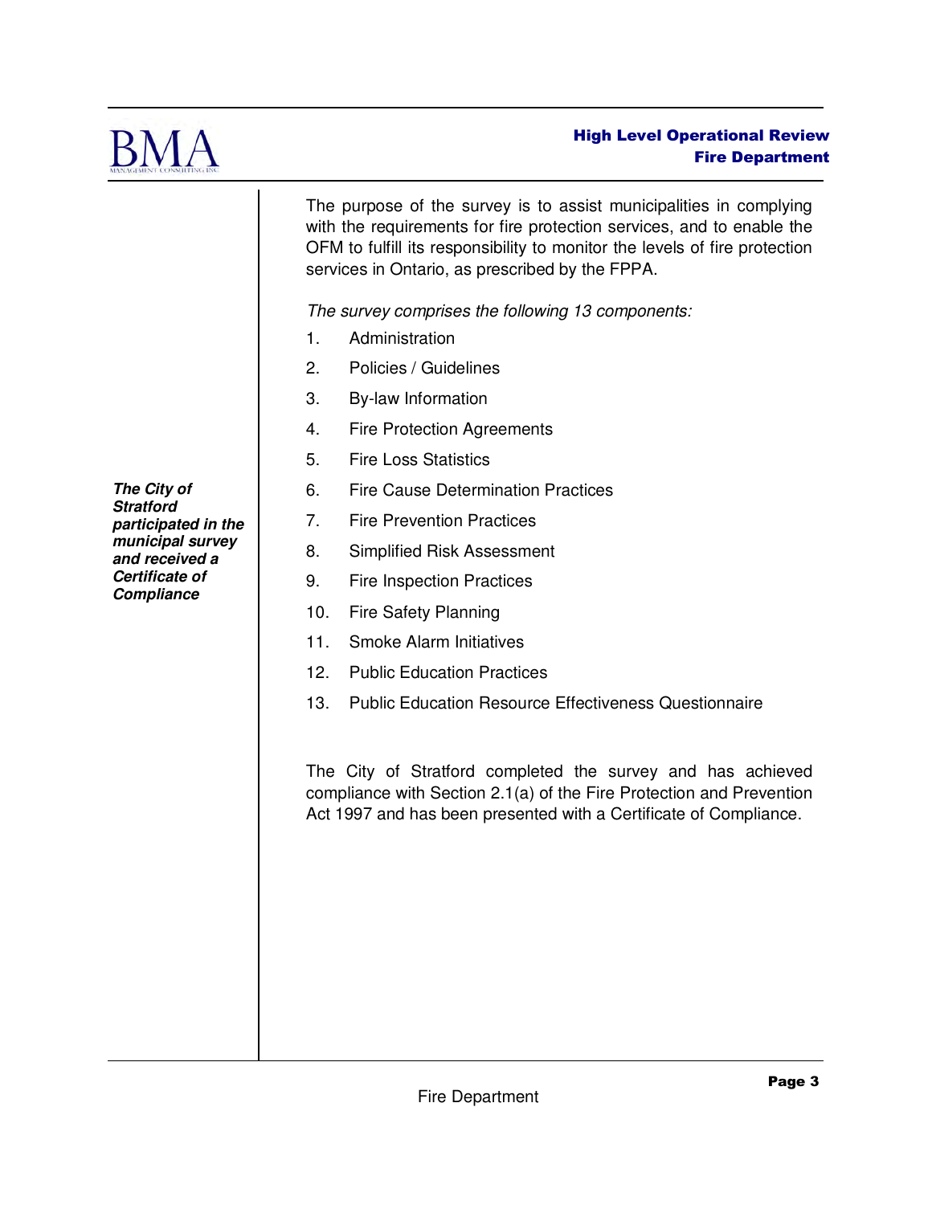The purpose of the survey is to assist municipalities in complying with the requirements for fire protection services, and to enable the OFM to fulfill its responsibility to monitor the levels of fire protection services in Ontario, as prescribed by the FPPA.

*The survey comprises the following 13 components:*

1. Administration
2. Policies / Guidelines
3. By-law Information
4. Fire Protection Agreements
5. Fire Loss Statistics
6. Fire Cause Determination Practices
7. Fire Prevention Practices
8. Simplified Risk Assessment
9. Fire Inspection Practices
10. Fire Safety Planning
11. Smoke Alarm Initiatives
12. Public Education Practices
13. Public Education Resource Effectiveness Questionnaire

***The City of Stratford participated in the municipal survey and received a Certificate of Compliance***

The City of Stratford completed the survey and has achieved compliance with Section 2.1(a) of the Fire Protection and Prevention Act 1997 and has been presented with a Certificate of Compliance.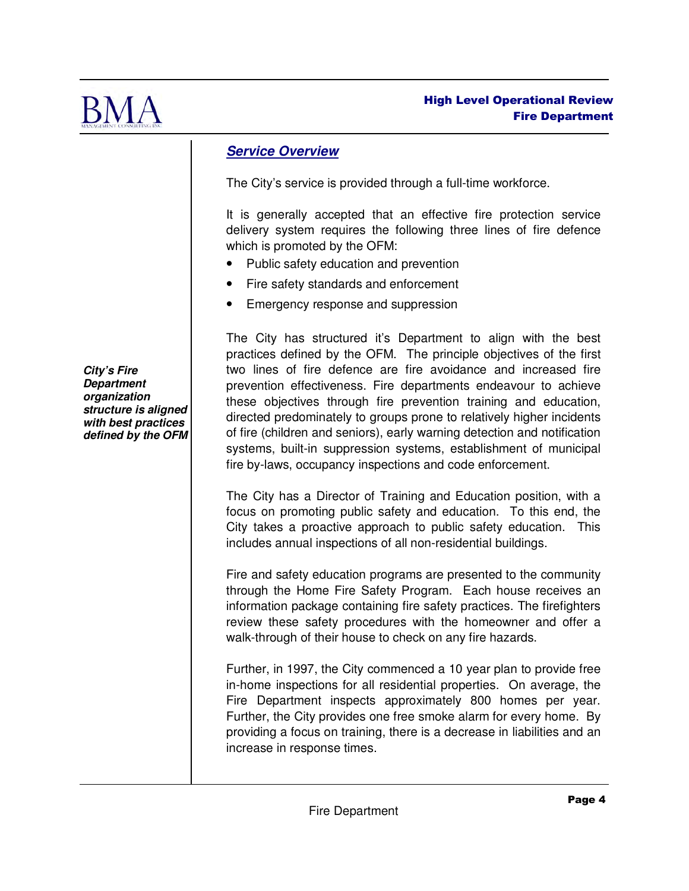## *Service Overview*

The City's service is provided through a full-time workforce.

It is generally accepted that an effective fire protection service delivery system requires the following three lines of fire defence which is promoted by the OFM:

- Public safety education and prevention
- Fire safety standards and enforcement
- Emergency response and suppression

***City's Fire Department organization structure is aligned with best practices defined by the OFM***

The City has structured it's Department to align with the best practices defined by the OFM. The principle objectives of the first two lines of fire defence are fire avoidance and increased fire prevention effectiveness. Fire departments endeavour to achieve these objectives through fire prevention training and education, directed predominately to groups prone to relatively higher incidents of fire (children and seniors), early warning detection and notification systems, built-in suppression systems, establishment of municipal fire by-laws, occupancy inspections and code enforcement.

The City has a Director of Training and Education position, with a focus on promoting public safety and education. To this end, the City takes a proactive approach to public safety education. This includes annual inspections of all non-residential buildings.

Fire and safety education programs are presented to the community through the Home Fire Safety Program. Each house receives an information package containing fire safety practices. The firefighters review these safety procedures with the homeowner and offer a walk-through of their house to check on any fire hazards.

Further, in 1997, the City commenced a 10 year plan to provide free in-home inspections for all residential properties. On average, the Fire Department inspects approximately 800 homes per year. Further, the City provides one free smoke alarm for every home. By providing a focus on training, there is a decrease in liabilities and an increase in response times.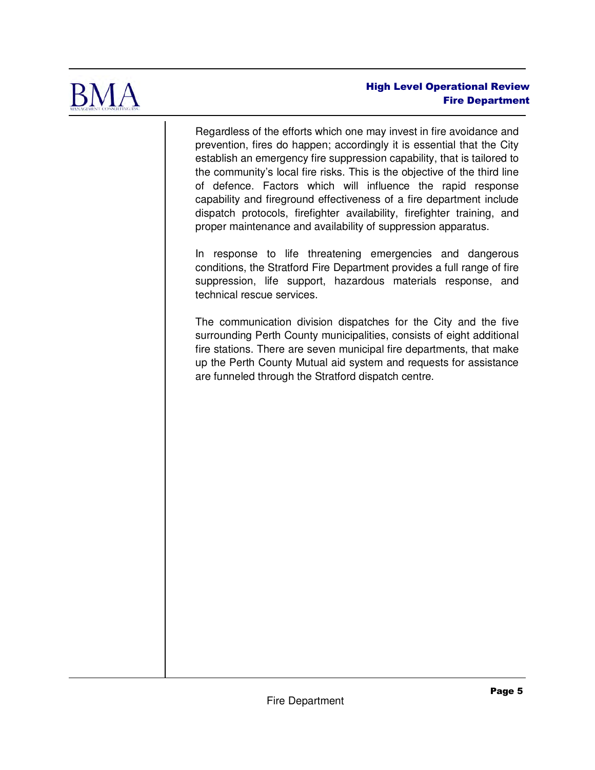Regardless of the efforts which one may invest in fire avoidance and prevention, fires do happen; accordingly it is essential that the City establish an emergency fire suppression capability, that is tailored to the community's local fire risks. This is the objective of the third line of defence. Factors which will influence the rapid response capability and fireground effectiveness of a fire department include dispatch protocols, firefighter availability, firefighter training, and proper maintenance and availability of suppression apparatus.

In response to life threatening emergencies and dangerous conditions, the Stratford Fire Department provides a full range of fire suppression, life support, hazardous materials response, and technical rescue services.

The communication division dispatches for the City and the five surrounding Perth County municipalities, consists of eight additional fire stations. There are seven municipal fire departments, that make up the Perth County Mutual aid system and requests for assistance are funneled through the Stratford dispatch centre.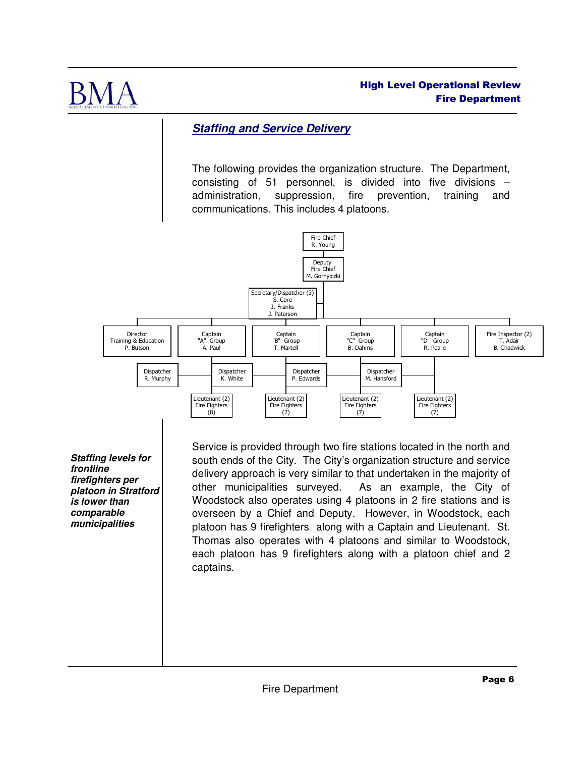## Staffing and Service Delivery

The following provides the organization structure. The Department, consisting of 51 personnel, is divided into five divisions – administration, suppression, fire prevention, training and communications. This includes 4 platoons.

- Fire Chief – R. Young
  - Deputy Fire Chief – M. Gornyiczki
    - Secretary/Dispatcher (3) – S. Core, J. Franks, J. Paterson
    - Director Training & Education – P. Butson
    - Captain "A" Group – A. Paul
      - Dispatcher – R. Murphy
      - Lieutenant (2), Fire Fighters (8)
    - Captain "B" Group – T. Martell
      - Dispatcher – K. White
      - Lieutenant (2), Fire Fighters (7)
    - Captain "C" Group – B. Dahms
      - Dispatcher – P. Edwards
      - Lieutenant (2), Fire Fighters (7)
    - Captain "D" Group – R. Petrie
      - Dispatcher – M. Hansford
      - Lieutenant (2), Fire Fighters (7)
    - Fire Inspector (2) – T. Adair, B. Chadwick

***Staffing levels for frontline firefighters per platoon in Stratford is lower than comparable municipalities***

Service is provided through two fire stations located in the north and south ends of the City. The City's organization structure and service delivery approach is very similar to that undertaken in the majority of other municipalities surveyed. As an example, the City of Woodstock also operates using 4 platoons in 2 fire stations and is overseen by a Chief and Deputy. However, in Woodstock, each platoon has 9 firefighters along with a Captain and Lieutenant. St. Thomas also operates with 4 platoons and similar to Woodstock, each platoon has 9 firefighters along with a platoon chief and 2 captains.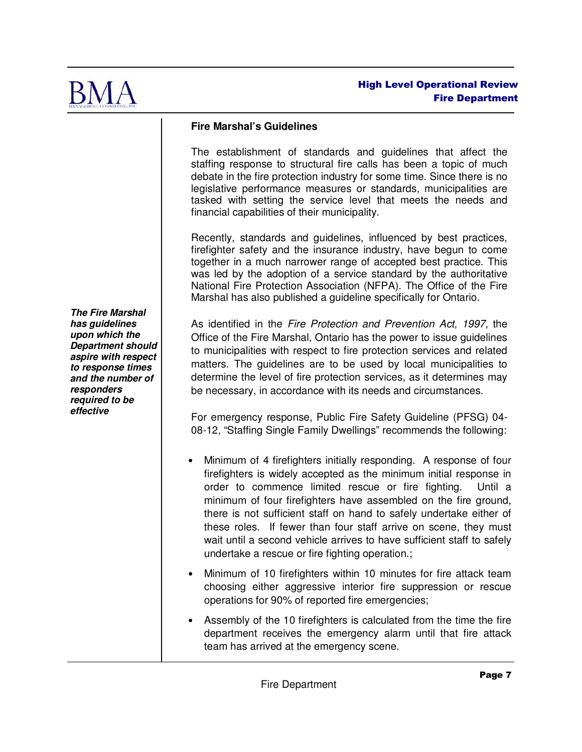### Fire Marshal's Guidelines

The establishment of standards and guidelines that affect the staffing response to structural fire calls has been a topic of much debate in the fire protection industry for some time. Since there is no legislative performance measures or standards, municipalities are tasked with setting the service level that meets the needs and financial capabilities of their municipality.

Recently, standards and guidelines, influenced by best practices, firefighter safety and the insurance industry, have begun to come together in a much narrower range of accepted best practice. This was led by the adoption of a service standard by the authoritative National Fire Protection Association (NFPA). The Office of the Fire Marshal has also published a guideline specifically for Ontario.

***The Fire Marshal has guidelines upon which the Department should aspire with respect to response times and the number of responders required to be effective***

As identified in the *Fire Protection and Prevention Act, 1997,* the Office of the Fire Marshal, Ontario has the power to issue guidelines to municipalities with respect to fire protection services and related matters. The guidelines are to be used by local municipalities to determine the level of fire protection services, as it determines may be necessary, in accordance with its needs and circumstances.

For emergency response, Public Fire Safety Guideline (PFSG) 04-08-12, "Staffing Single Family Dwellings" recommends the following:

- Minimum of 4 firefighters initially responding. A response of four firefighters is widely accepted as the minimum initial response in order to commence limited rescue or fire fighting. Until a minimum of four firefighters have assembled on the fire ground, there is not sufficient staff on hand to safely undertake either of these roles. If fewer than four staff arrive on scene, they must wait until a second vehicle arrives to have sufficient staff to safely undertake a rescue or fire fighting operation.;
- Minimum of 10 firefighters within 10 minutes for fire attack team choosing either aggressive interior fire suppression or rescue operations for 90% of reported fire emergencies;
- Assembly of the 10 firefighters is calculated from the time the fire department receives the emergency alarm until that fire attack team has arrived at the emergency scene.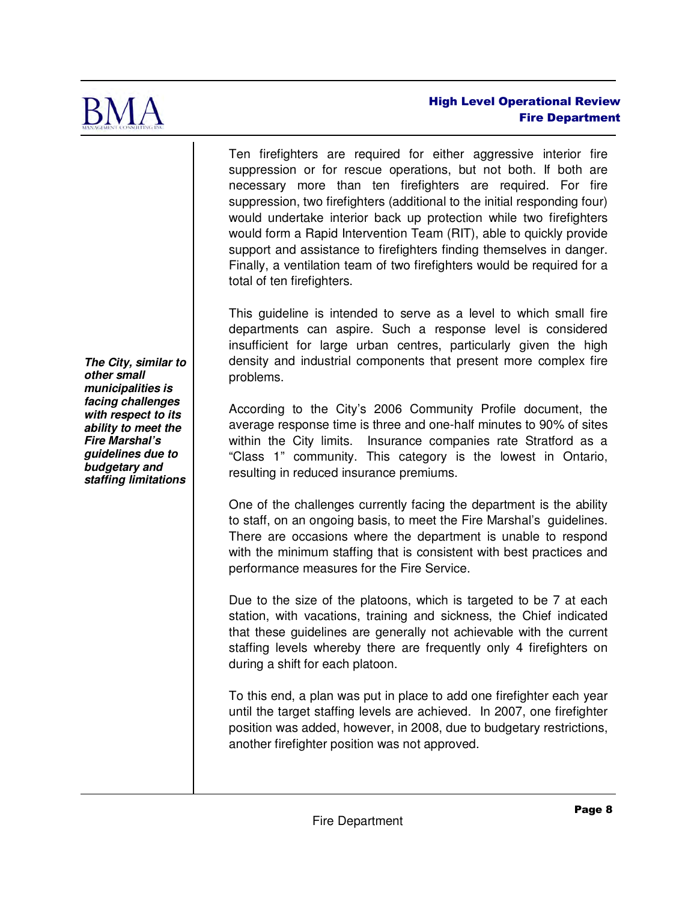Ten firefighters are required for either aggressive interior fire suppression or for rescue operations, but not both. If both are necessary more than ten firefighters are required. For fire suppression, two firefighters (additional to the initial responding four) would undertake interior back up protection while two firefighters would form a Rapid Intervention Team (RIT), able to quickly provide support and assistance to firefighters finding themselves in danger. Finally, a ventilation team of two firefighters would be required for a total of ten firefighters.

This guideline is intended to serve as a level to which small fire departments can aspire. Such a response level is considered insufficient for large urban centres, particularly given the high density and industrial components that present more complex fire problems.

***The City, similar to other small municipalities is facing challenges with respect to its ability to meet the Fire Marshal's guidelines due to budgetary and staffing limitations***

According to the City's 2006 Community Profile document, the average response time is three and one-half minutes to 90% of sites within the City limits. Insurance companies rate Stratford as a "Class 1" community. This category is the lowest in Ontario, resulting in reduced insurance premiums.

One of the challenges currently facing the department is the ability to staff, on an ongoing basis, to meet the Fire Marshal's guidelines. There are occasions where the department is unable to respond with the minimum staffing that is consistent with best practices and performance measures for the Fire Service.

Due to the size of the platoons, which is targeted to be 7 at each station, with vacations, training and sickness, the Chief indicated that these guidelines are generally not achievable with the current staffing levels whereby there are frequently only 4 firefighters on during a shift for each platoon.

To this end, a plan was put in place to add one firefighter each year until the target staffing levels are achieved. In 2007, one firefighter position was added, however, in 2008, due to budgetary restrictions, another firefighter position was not approved.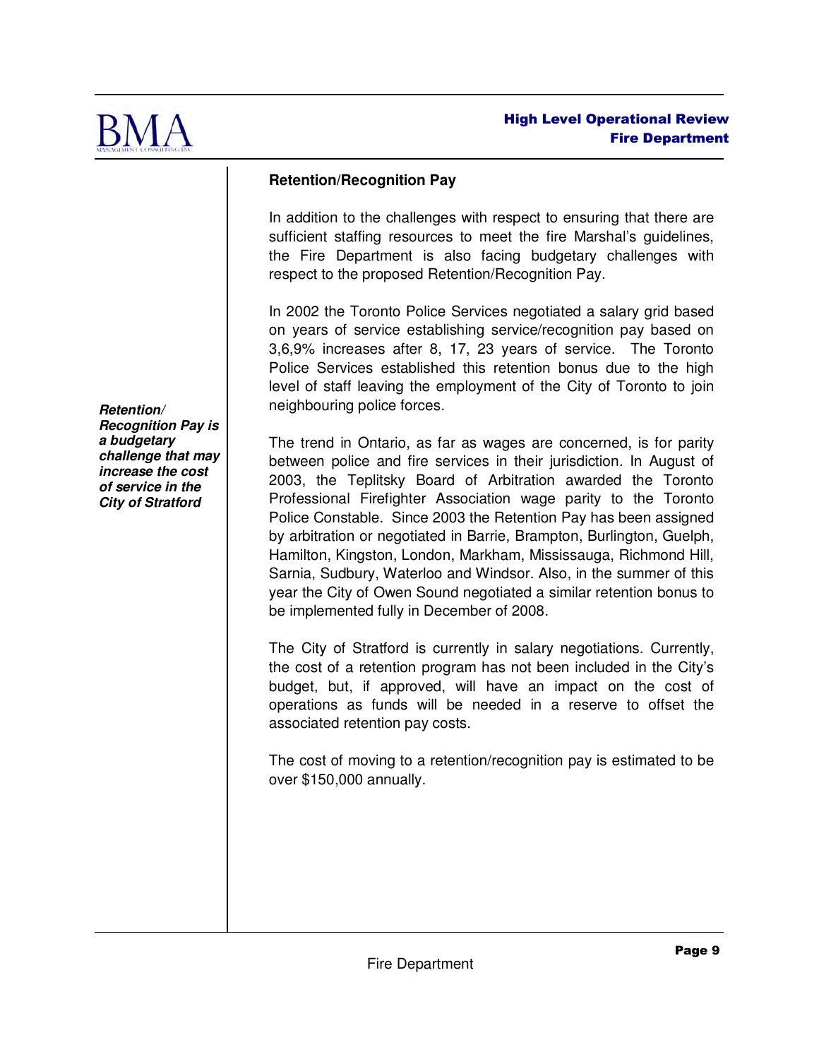### Retention/Recognition Pay

In addition to the challenges with respect to ensuring that there are sufficient staffing resources to meet the fire Marshal's guidelines, the Fire Department is also facing budgetary challenges with respect to the proposed Retention/Recognition Pay.

In 2002 the Toronto Police Services negotiated a salary grid based on years of service establishing service/recognition pay based on 3,6,9% increases after 8, 17, 23 years of service. The Toronto Police Services established this retention bonus due to the high level of staff leaving the employment of the City of Toronto to join neighbouring police forces.

***Retention/ Recognition Pay is a budgetary challenge that may increase the cost of service in the City of Stratford***

The trend in Ontario, as far as wages are concerned, is for parity between police and fire services in their jurisdiction. In August of 2003, the Teplitsky Board of Arbitration awarded the Toronto Professional Firefighter Association wage parity to the Toronto Police Constable. Since 2003 the Retention Pay has been assigned by arbitration or negotiated in Barrie, Brampton, Burlington, Guelph, Hamilton, Kingston, London, Markham, Mississauga, Richmond Hill, Sarnia, Sudbury, Waterloo and Windsor. Also, in the summer of this year the City of Owen Sound negotiated a similar retention bonus to be implemented fully in December of 2008.

The City of Stratford is currently in salary negotiations. Currently, the cost of a retention program has not been included in the City's budget, but, if approved, will have an impact on the cost of operations as funds will be needed in a reserve to offset the associated retention pay costs.

The cost of moving to a retention/recognition pay is estimated to be over $150,000 annually.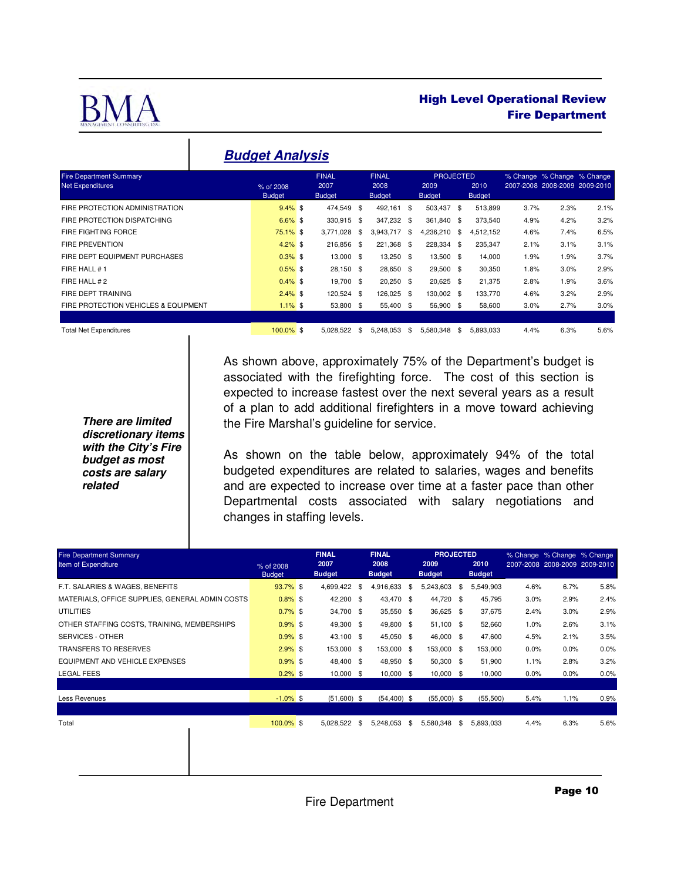## Budget Analysis

| Fire Department Summary Net Expenditures | % of 2008 Budget | FINAL 2007 Budget | FINAL 2008 Budget | PROJECTED 2009 Budget | PROJECTED 2010 Budget | % Change 2007-2008 | % Change 2008-2009 | % Change 2009-2010 |
|---|---|---|---|---|---|---|---|---|
| FIRE PROTECTION ADMINISTRATION | 9.4% | $ 474,549 | $ 492,161 | $ 503,437 | $ 513,899 | 3.7% | 2.3% | 2.1% |
| FIRE PROTECTION DISPATCHING | 6.6% | $ 330,915 | $ 347,232 | $ 361,840 | $ 373,540 | 4.9% | 4.2% | 3.2% |
| FIRE FIGHTING FORCE | 75.1% | $ 3,771,028 | $ 3,943,717 | $ 4,236,210 | $ 4,512,152 | 4.6% | 7.4% | 6.5% |
| FIRE PREVENTION | 4.2% | $ 216,856 | $ 221,368 | $ 228,334 | $ 235,347 | 2.1% | 3.1% | 3.1% |
| FIRE DEPT EQUIPMENT PURCHASES | 0.3% | $ 13,000 | $ 13,250 | $ 13,500 | $ 14,000 | 1.9% | 1.9% | 3.7% |
| FIRE HALL # 1 | 0.5% | $ 28,150 | $ 28,650 | $ 29,500 | $ 30,350 | 1.8% | 3.0% | 2.9% |
| FIRE HALL # 2 | 0.4% | $ 19,700 | $ 20,250 | $ 20,625 | $ 21,375 | 2.8% | 1.9% | 3.6% |
| FIRE DEPT TRAINING | 2.4% | $ 120,524 | $ 126,025 | $ 130,002 | $ 133,770 | 4.6% | 3.2% | 2.9% |
| FIRE PROTECTION VEHICLES & EQUIPMENT | 1.1% | $ 53,800 | $ 55,400 | $ 56,900 | $ 58,600 | 3.0% | 2.7% | 3.0% |
| Total Net Expenditures | 100.0% | $ 5,028,522 | $ 5,248,053 | $ 5,580,348 | $ 5,893,033 | 4.4% | 6.3% | 5.6% |

***There are limited discretionary items with the City's Fire budget as most costs are salary related***

As shown above, approximately 75% of the Department's budget is associated with the firefighting force. The cost of this section is expected to increase fastest over the next several years as a result of a plan to add additional firefighters in a move toward achieving the Fire Marshal's guideline for service.

As shown on the table below, approximately 94% of the total budgeted expenditures are related to salaries, wages and benefits and are expected to increase over time at a faster pace than other Departmental costs associated with salary negotiations and changes in staffing levels.

| Fire Department Summary Item of Expenditure | % of 2008 Budget | FINAL 2007 Budget | FINAL 2008 Budget | PROJECTED 2009 Budget | PROJECTED 2010 Budget | % Change 2007-2008 | % Change 2008-2009 | % Change 2009-2010 |
|---|---|---|---|---|---|---|---|---|
| F.T. SALARIES & WAGES, BENEFITS | 93.7% | $ 4,699,422 | $ 4,916,633 | $ 5,243,603 | $ 5,549,903 | 4.6% | 6.7% | 5.8% |
| MATERIALS, OFFICE SUPPLIES, GENERAL ADMIN COSTS | 0.8% | $ 42,200 | $ 43,470 | $ 44,720 | $ 45,795 | 3.0% | 2.9% | 2.4% |
| UTILITIES | 0.7% | $ 34,700 | $ 35,550 | $ 36,625 | $ 37,675 | 2.4% | 3.0% | 2.9% |
| OTHER STAFFING COSTS, TRAINING, MEMBERSHIPS | 0.9% | $ 49,300 | $ 49,800 | $ 51,100 | $ 52,660 | 1.0% | 2.6% | 3.1% |
| SERVICES - OTHER | 0.9% | $ 43,100 | $ 45,050 | $ 46,000 | $ 47,600 | 4.5% | 2.1% | 3.5% |
| TRANSFERS TO RESERVES | 2.9% | $ 153,000 | $ 153,000 | $ 153,000 | $ 153,000 | 0.0% | 0.0% | 0.0% |
| EQUIPMENT AND VEHICLE EXPENSES | 0.9% | $ 48,400 | $ 48,950 | $ 50,300 | $ 51,900 | 1.1% | 2.8% | 3.2% |
| LEGAL FEES | 0.2% | $ 10,000 | $ 10,000 | $ 10,000 | $ 10,000 | 0.0% | 0.0% | 0.0% |
| Less Revenues | -1.0% | $ (51,600) | $ (54,400) | $ (55,000) | $ (55,500) | 5.4% | 1.1% | 0.9% |
| Total | 100.0% | $ 5,028,522 | $ 5,248,053 | $ 5,580,348 | $ 5,893,033 | 4.4% | 6.3% | 5.6% |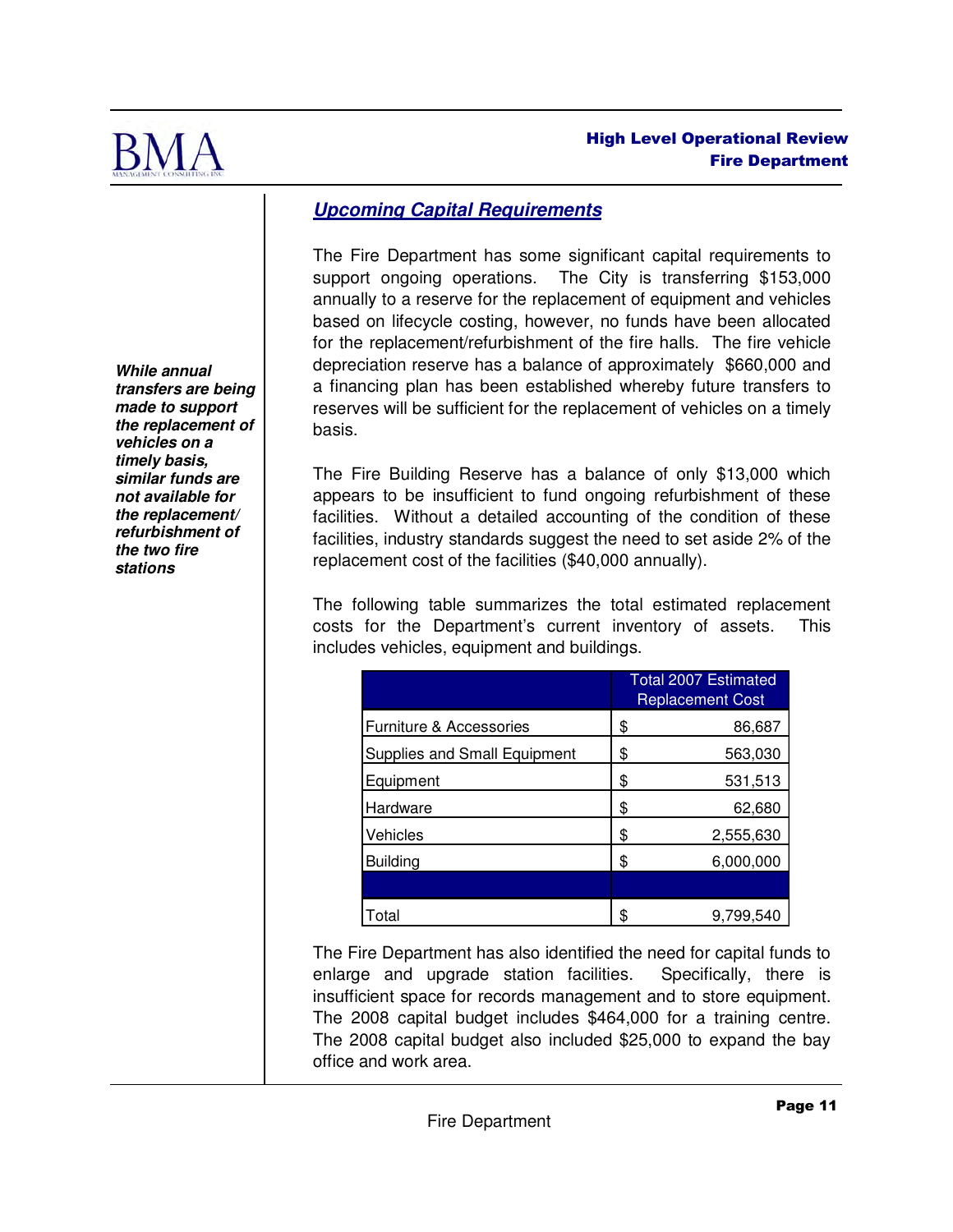## Upcoming Capital Requirements

The Fire Department has some significant capital requirements to support ongoing operations. The City is transferring $153,000 annually to a reserve for the replacement of equipment and vehicles based on lifecycle costing, however, no funds have been allocated for the replacement/refurbishment of the fire halls. The fire vehicle depreciation reserve has a balance of approximately $660,000 and a financing plan has been established whereby future transfers to reserves will be sufficient for the replacement of vehicles on a timely basis.

***While annual transfers are being made to support the replacement of vehicles on a timely basis, similar funds are not available for the replacement/refurbishment of the two fire stations***

The Fire Building Reserve has a balance of only $13,000 which appears to be insufficient to fund ongoing refurbishment of these facilities. Without a detailed accounting of the condition of these facilities, industry standards suggest the need to set aside 2% of the replacement cost of the facilities ($40,000 annually).

The following table summarizes the total estimated replacement costs for the Department's current inventory of assets. This includes vehicles, equipment and buildings.

| | Total 2007 Estimated Replacement Cost |
|---|---|
| Furniture & Accessories | $ 86,687 |
| Supplies and Small Equipment | $ 563,030 |
| Equipment | $ 531,513 |
| Hardware | $ 62,680 |
| Vehicles | $ 2,555,630 |
| Building | $ 6,000,000 |
| | |
| Total | $ 9,799,540 |

The Fire Department has also identified the need for capital funds to enlarge and upgrade station facilities. Specifically, there is insufficient space for records management and to store equipment. The 2008 capital budget includes $464,000 for a training centre. The 2008 capital budget also included $25,000 to expand the bay office and work area.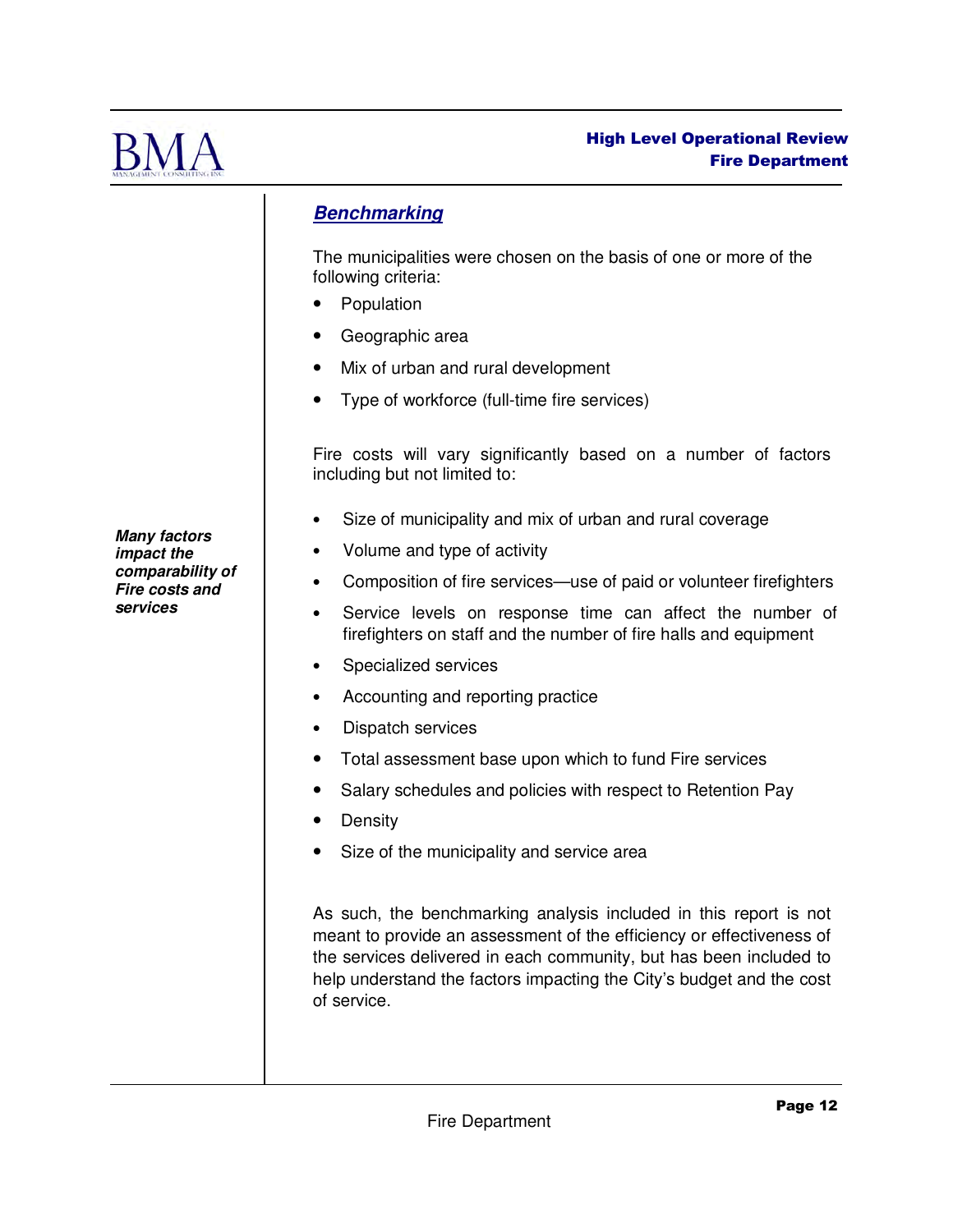## Benchmarking

The municipalities were chosen on the basis of one or more of the following criteria:

- Population
- Geographic area
- Mix of urban and rural development
- Type of workforce (full-time fire services)

Fire costs will vary significantly based on a number of factors including but not limited to:

***Many factors impact the comparability of Fire costs and services***

- Size of municipality and mix of urban and rural coverage
- Volume and type of activity
- Composition of fire services—use of paid or volunteer firefighters
- Service levels on response time can affect the number of firefighters on staff and the number of fire halls and equipment
- Specialized services
- Accounting and reporting practice
- Dispatch services
- Total assessment base upon which to fund Fire services
- Salary schedules and policies with respect to Retention Pay
- Density
- Size of the municipality and service area

As such, the benchmarking analysis included in this report is not meant to provide an assessment of the efficiency or effectiveness of the services delivered in each community, but has been included to help understand the factors impacting the City's budget and the cost of service.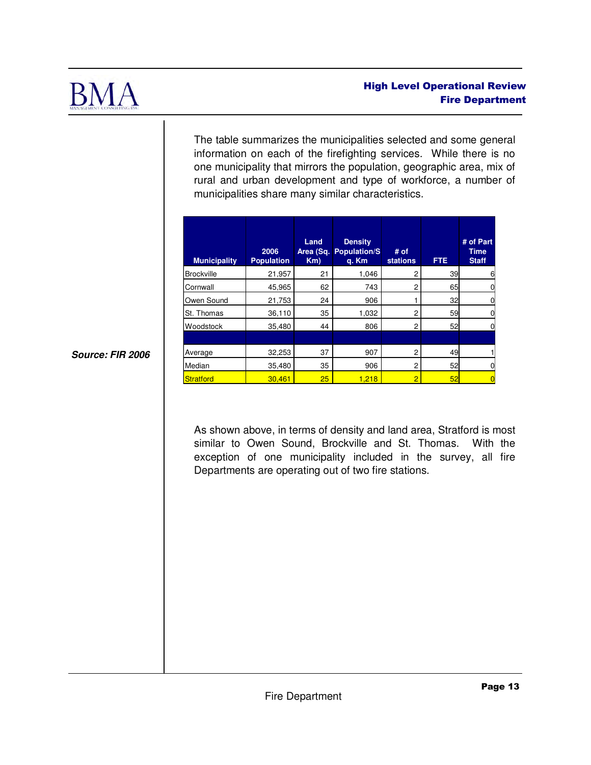The table summarizes the municipalities selected and some general information on each of the firefighting services. While there is no one municipality that mirrors the population, geographic area, mix of rural and urban development and type of workforce, a number of municipalities share many similar characteristics.

*Source: FIR 2006*

| Municipality | 2006 Population | Land Area (Sq. Km) | Density Population/Sq. Km | # of stations | FTE | # of Part Time Staff |
|---|---|---|---|---|---|---|
| Brockville | 21,957 | 21 | 1,046 | 2 | 39 | 6 |
| Cornwall | 45,965 | 62 | 743 | 2 | 65 | 0 |
| Owen Sound | 21,753 | 24 | 906 | 1 | 32 | 0 |
| St. Thomas | 36,110 | 35 | 1,032 | 2 | 59 | 0 |
| Woodstock | 35,480 | 44 | 806 | 2 | 52 | 0 |
| | | | | | | |
| Average | 32,253 | 37 | 907 | 2 | 49 | 1 |
| Median | 35,480 | 35 | 906 | 2 | 52 | 0 |
| Stratford | 30,461 | 25 | 1,218 | 2 | 52 | 0 |

As shown above, in terms of density and land area, Stratford is most similar to Owen Sound, Brockville and St. Thomas. With the exception of one municipality included in the survey, all fire Departments are operating out of two fire stations.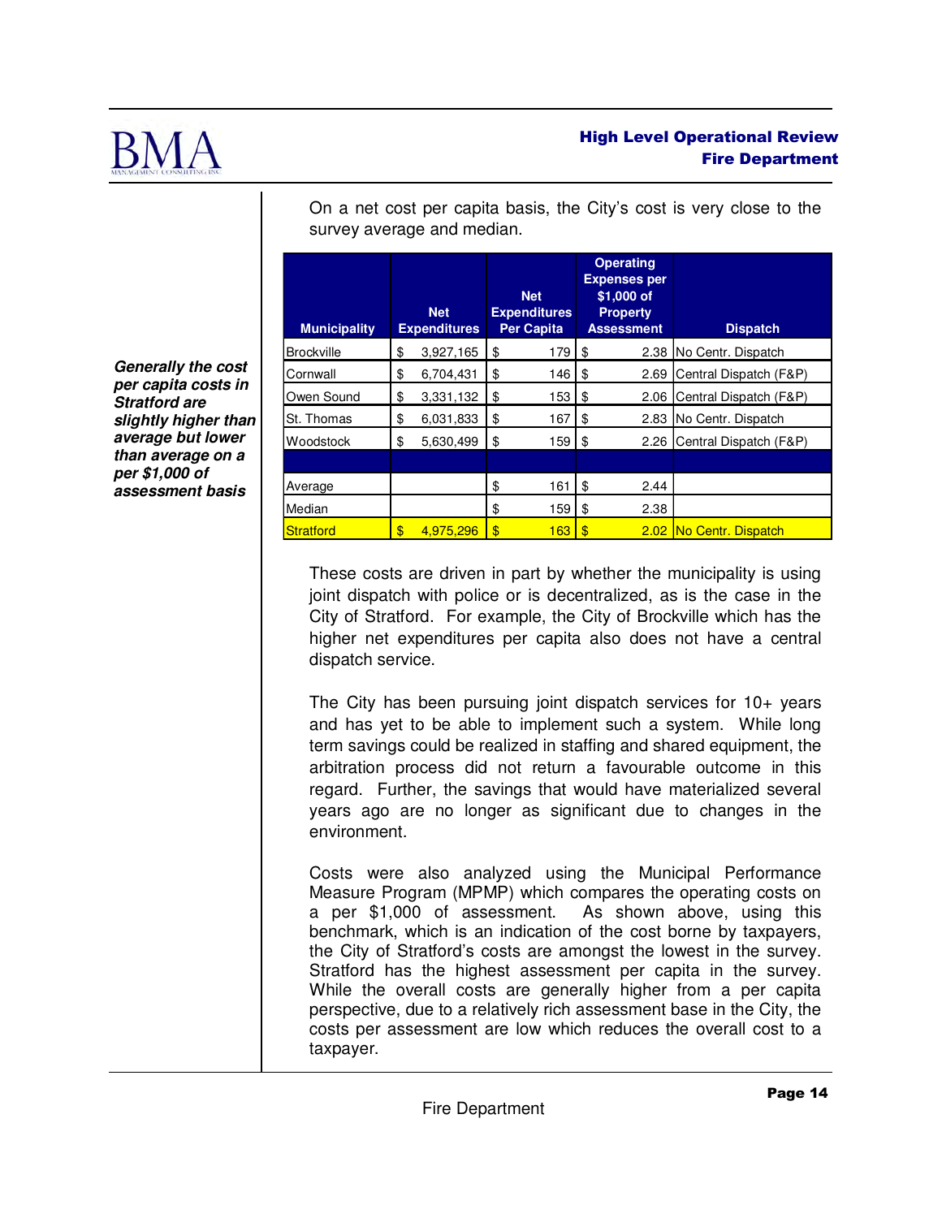On a net cost per capita basis, the City's cost is very close to the survey average and median.

***Generally the cost per capita costs in Stratford are slightly higher than average but lower than average on a per $1,000 of assessment basis***

| Municipality | Net Expenditures | Net Expenditures Per Capita | Operating Expenses per $1,000 of Property Assessment | Dispatch |
|---|---|---|---|---|
| Brockville | $ 3,927,165 | $ 179 | $ 2.38 | No Centr. Dispatch |
| Cornwall | $ 6,704,431 | $ 146 | $ 2.69 | Central Dispatch (F&P) |
| Owen Sound | $ 3,331,132 | $ 153 | $ 2.06 | Central Dispatch (F&P) |
| St. Thomas | $ 6,031,833 | $ 167 | $ 2.83 | No Centr. Dispatch |
| Woodstock | $ 5,630,499 | $ 159 | $ 2.26 | Central Dispatch (F&P) |
| | | | | |
| Average | | $ 161 | $ 2.44 | |
| Median | | $ 159 | $ 2.38 | |
| Stratford | $ 4,975,296 | $ 163 | $ 2.02 | No Centr. Dispatch |

These costs are driven in part by whether the municipality is using joint dispatch with police or is decentralized, as is the case in the City of Stratford. For example, the City of Brockville which has the higher net expenditures per capita also does not have a central dispatch service.

The City has been pursuing joint dispatch services for 10+ years and has yet to be able to implement such a system. While long term savings could be realized in staffing and shared equipment, the arbitration process did not return a favourable outcome in this regard. Further, the savings that would have materialized several years ago are no longer as significant due to changes in the environment.

Costs were also analyzed using the Municipal Performance Measure Program (MPMP) which compares the operating costs on a per $1,000 of assessment. As shown above, using this benchmark, which is an indication of the cost borne by taxpayers, the City of Stratford's costs are amongst the lowest in the survey. Stratford has the highest assessment per capita in the survey. While the overall costs are generally higher from a per capita perspective, due to a relatively rich assessment base in the City, the costs per assessment are low which reduces the overall cost to a taxpayer.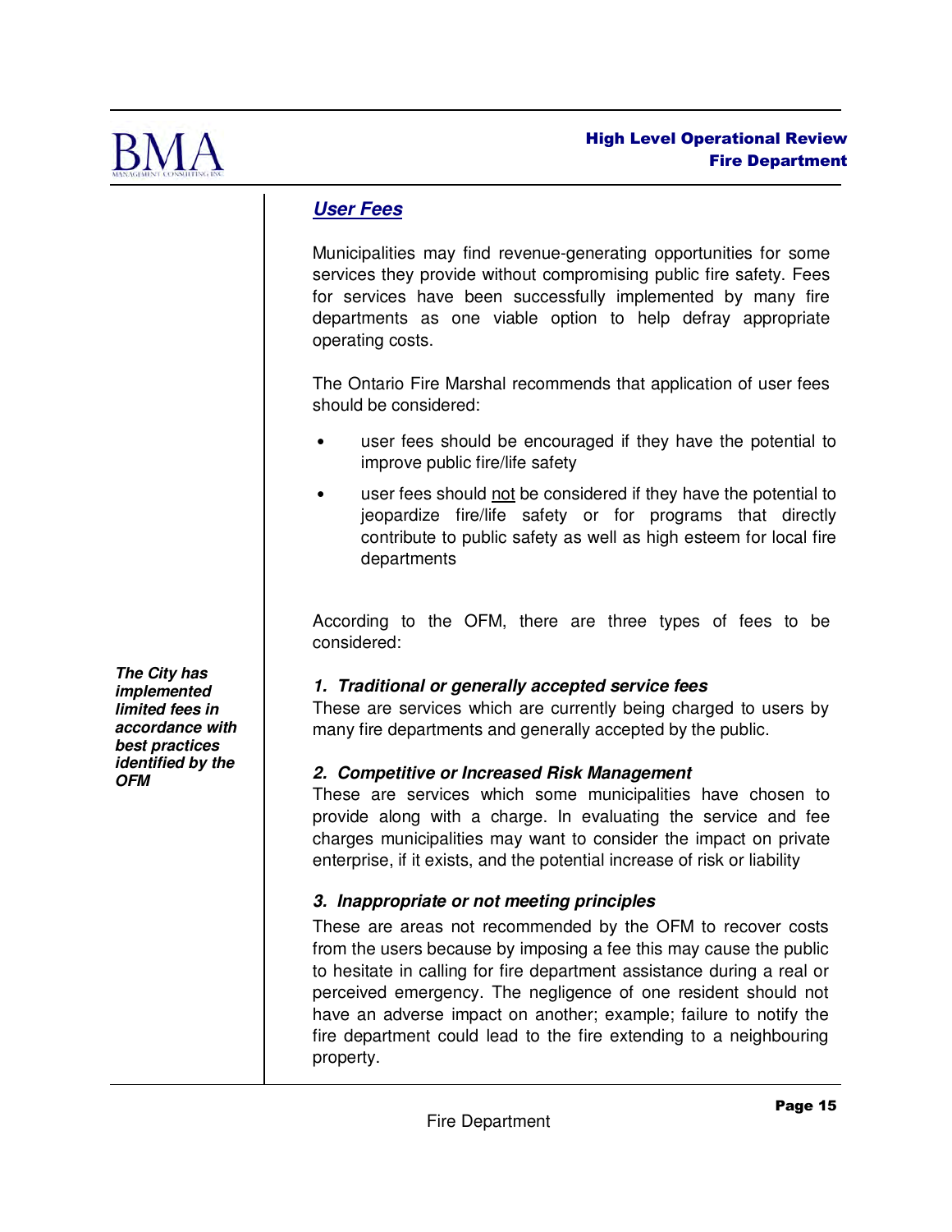## *User Fees*

Municipalities may find revenue-generating opportunities for some services they provide without compromising public fire safety. Fees for services have been successfully implemented by many fire departments as one viable option to help defray appropriate operating costs.

The Ontario Fire Marshal recommends that application of user fees should be considered:

- user fees should be encouraged if they have the potential to improve public fire/life safety
- user fees should not be considered if they have the potential to jeopardize fire/life safety or for programs that directly contribute to public safety as well as high esteem for local fire departments

***The City has implemented limited fees in accordance with best practices identified by the OFM***

According to the OFM, there are three types of fees to be considered:

***1. Traditional or generally accepted service fees***

These are services which are currently being charged to users by many fire departments and generally accepted by the public.

***2. Competitive or Increased Risk Management***

These are services which some municipalities have chosen to provide along with a charge. In evaluating the service and fee charges municipalities may want to consider the impact on private enterprise, if it exists, and the potential increase of risk or liability

***3. Inappropriate or not meeting principles***

These are areas not recommended by the OFM to recover costs from the users because by imposing a fee this may cause the public to hesitate in calling for fire department assistance during a real or perceived emergency. The negligence of one resident should not have an adverse impact on another; example; failure to notify the fire department could lead to the fire extending to a neighbouring property.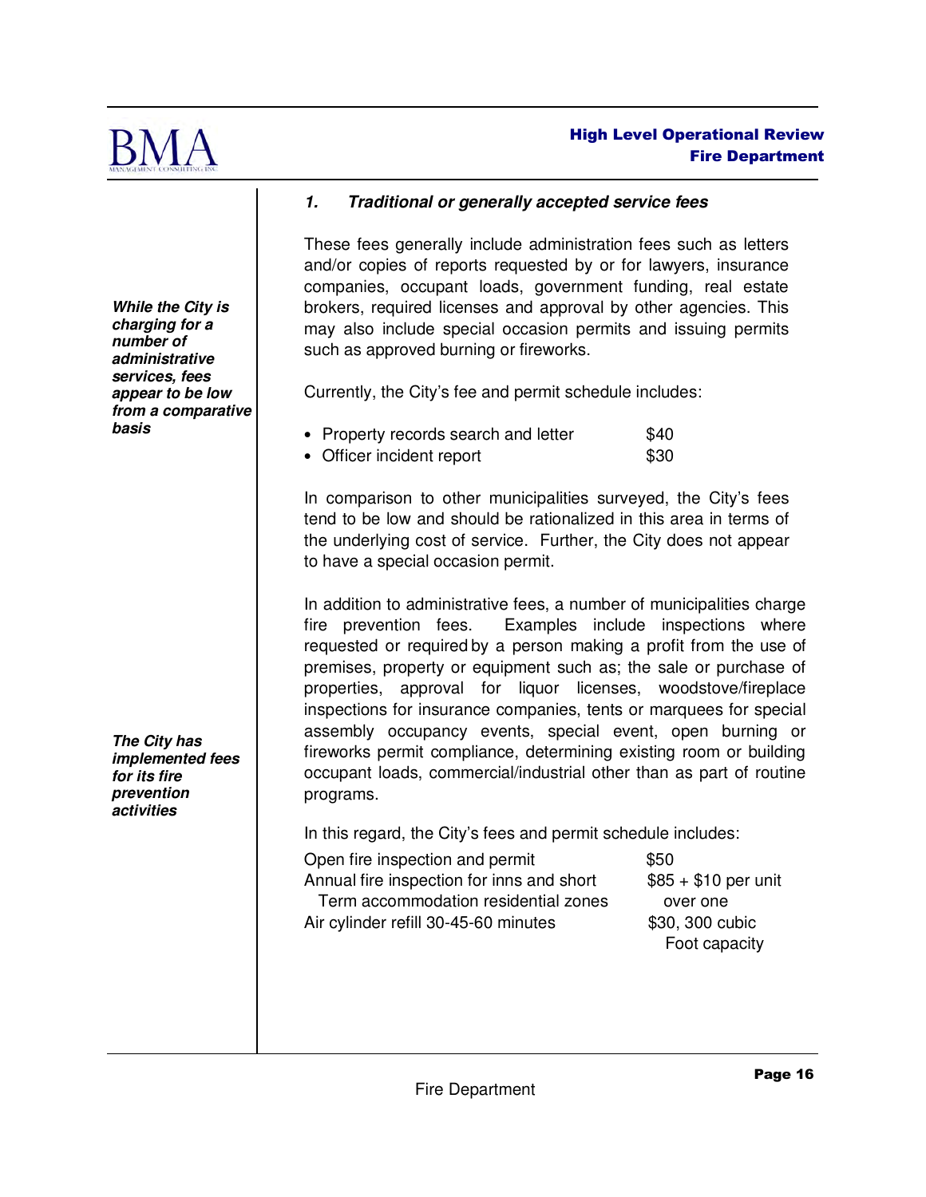### *1. Traditional or generally accepted service fees*

***While the City is charging for a number of administrative services, fees appear to be low from a comparative basis***

These fees generally include administration fees such as letters and/or copies of reports requested by or for lawyers, insurance companies, occupant loads, government funding, real estate brokers, required licenses and approval by other agencies. This may also include special occasion permits and issuing permits such as approved burning or fireworks.

Currently, the City's fee and permit schedule includes:

- Property records search and letter $40
- Officer incident report $30

In comparison to other municipalities surveyed, the City's fees tend to be low and should be rationalized in this area in terms of the underlying cost of service. Further, the City does not appear to have a special occasion permit.

***The City has implemented fees for its fire prevention activities***

In addition to administrative fees, a number of municipalities charge fire prevention fees. Examples include inspections where requested or required by a person making a profit from the use of premises, property or equipment such as; the sale or purchase of properties, approval for liquor licenses, woodstove/fireplace inspections for insurance companies, tents or marquees for special assembly occupancy events, special event, open burning or fireworks permit compliance, determining existing room or building occupant loads, commercial/industrial other than as part of routine programs.

In this regard, the City's fees and permit schedule includes:

| | |
|---|---|
| Open fire inspection and permit | $50 |
| Annual fire inspection for inns and short Term accommodation residential zones | $85 + $10 per unit over one |
| Air cylinder refill 30-45-60 minutes | $30, 300 cubic Foot capacity |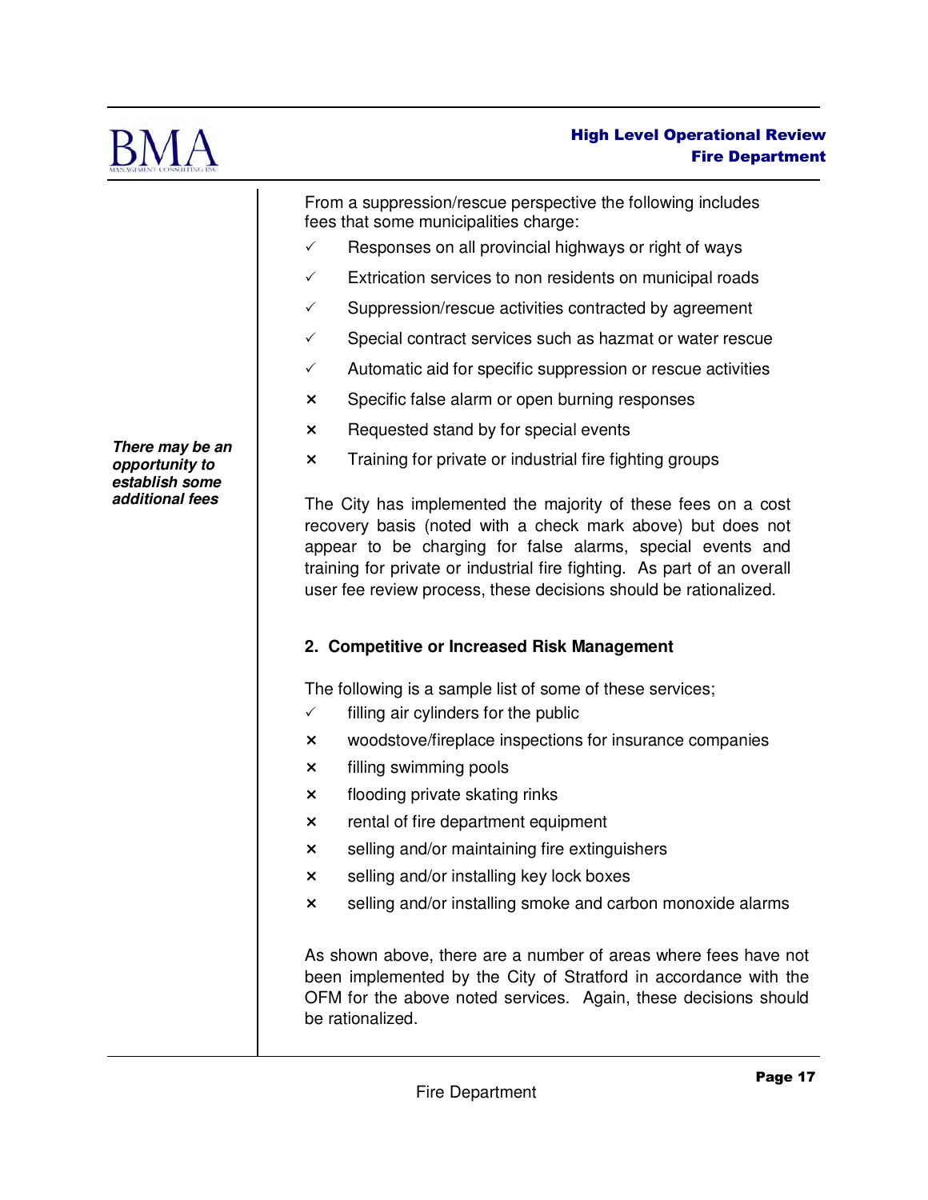From a suppression/rescue perspective the following includes fees that some municipalities charge:

- ✓ Responses on all provincial highways or right of ways
- ✓ Extrication services to non residents on municipal roads
- ✓ Suppression/rescue activities contracted by agreement
- ✓ Special contract services such as hazmat or water rescue
- ✓ Automatic aid for specific suppression or rescue activities
- × Specific false alarm or open burning responses
- × Requested stand by for special events
- × Training for private or industrial fire fighting groups

***There may be an opportunity to establish some additional fees***

The City has implemented the majority of these fees on a cost recovery basis (noted with a check mark above) but does not appear to be charging for false alarms, special events and training for private or industrial fire fighting. As part of an overall user fee review process, these decisions should be rationalized.

**2. Competitive or Increased Risk Management**

The following is a sample list of some of these services;

- ✓ filling air cylinders for the public
- × woodstove/fireplace inspections for insurance companies
- × filling swimming pools
- × flooding private skating rinks
- × rental of fire department equipment
- × selling and/or maintaining fire extinguishers
- × selling and/or installing key lock boxes
- × selling and/or installing smoke and carbon monoxide alarms

As shown above, there are a number of areas where fees have not been implemented by the City of Stratford in accordance with the OFM for the above noted services. Again, these decisions should be rationalized.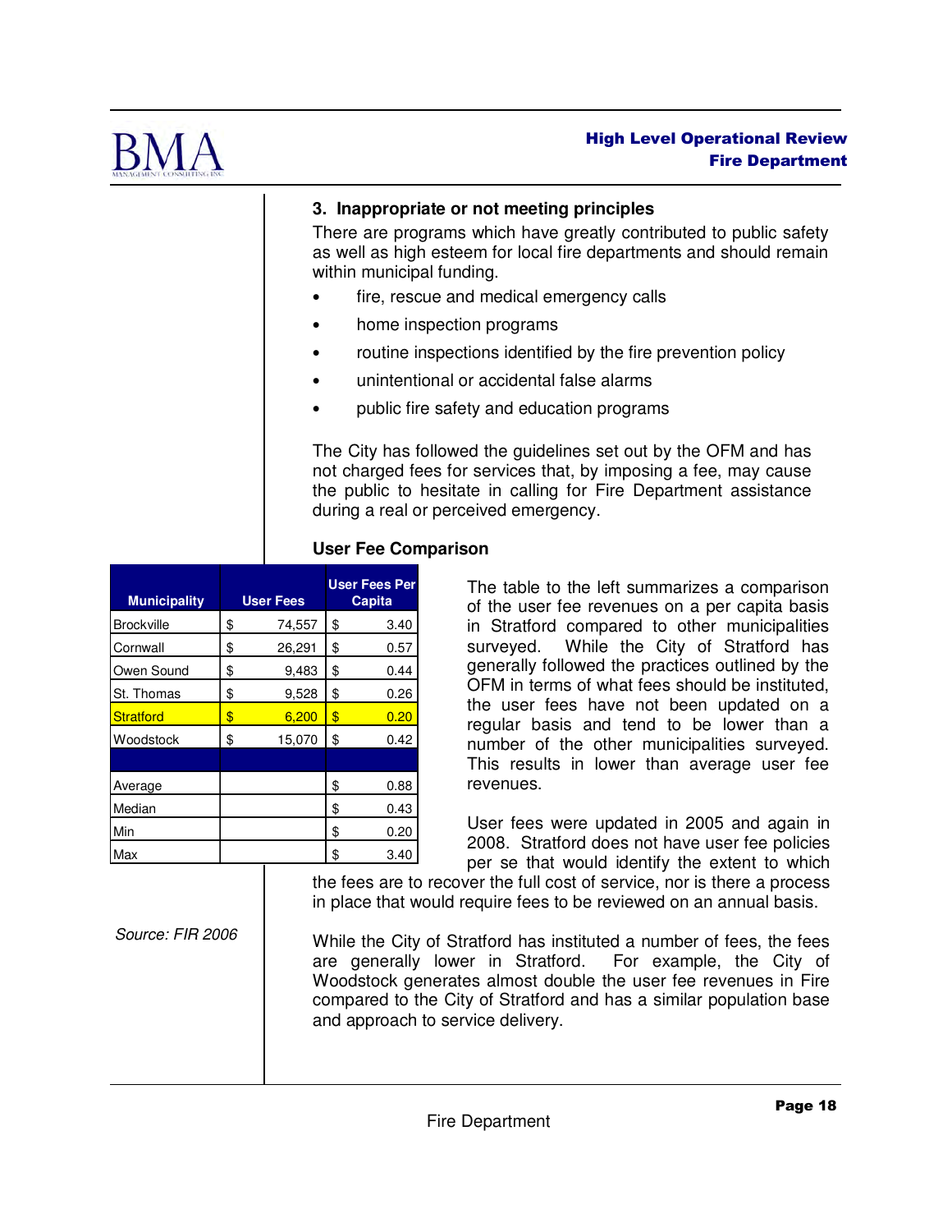### 3. Inappropriate or not meeting principles

There are programs which have greatly contributed to public safety as well as high esteem for local fire departments and should remain within municipal funding.

- fire, rescue and medical emergency calls
- home inspection programs
- routine inspections identified by the fire prevention policy
- unintentional or accidental false alarms
- public fire safety and education programs

The City has followed the guidelines set out by the OFM and has not charged fees for services that, by imposing a fee, may cause the public to hesitate in calling for Fire Department assistance during a real or perceived emergency.

### User Fee Comparison

| Municipality | User Fees | User Fees Per Capita |
|---|---|---|
| Brockville | $ 74,557 | $ 3.40 |
| Cornwall | $ 26,291 | $ 0.57 |
| Owen Sound | $ 9,483 | $ 0.44 |
| St. Thomas | $ 9,528 | $ 0.26 |
| Stratford | $ 6,200 | $ 0.20 |
| Woodstock | $ 15,070 | $ 0.42 |
| | | |
| Average | | $ 0.88 |
| Median | | $ 0.43 |
| Min | | $ 0.20 |
| Max | | $ 3.40 |

*Source: FIR 2006*

The table to the left summarizes a comparison of the user fee revenues on a per capita basis in Stratford compared to other municipalities surveyed. While the City of Stratford has generally followed the practices outlined by the OFM in terms of what fees should be instituted, the user fees have not been updated on a regular basis and tend to be lower than a number of the other municipalities surveyed. This results in lower than average user fee revenues.

User fees were updated in 2005 and again in 2008. Stratford does not have user fee policies per se that would identify the extent to which the fees are to recover the full cost of service, nor is there a process in place that would require fees to be reviewed on an annual basis.

While the City of Stratford has instituted a number of fees, the fees are generally lower in Stratford. For example, the City of Woodstock generates almost double the user fee revenues in Fire compared to the City of Stratford and has a similar population base and approach to service delivery.